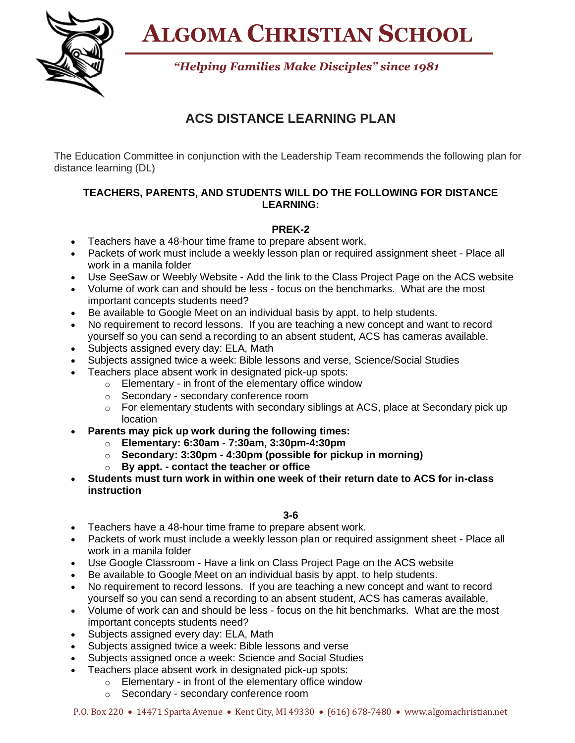# ALGOMA CHRISTIAN SCHOOL

*"Helping Families Make Disciples" since 1981*

## ACS DISTANCE LEARNING PLAN

The Education Committee in conjunction with the Leadership Team recommends the following plan for distance learning (DL)

**TEACHERS, PARENTS, AND STUDENTS WILL DO THE FOLLOWING FOR DISTANCE LEARNING:**

**PREK-2**

- Teachers have a 48-hour time frame to prepare absent work.
- Packets of work must include a weekly lesson plan or required assignment sheet - Place all work in a manila folder
- Use SeeSaw or Weebly Website - Add the link to the Class Project Page on the ACS website
- Volume of work can and should be less - focus on the benchmarks. What are the most important concepts students need?
- Be available to Google Meet on an individual basis by appt. to help students.
- No requirement to record lessons. If you are teaching a new concept and want to record yourself so you can send a recording to an absent student, ACS has cameras available.
- Subjects assigned every day: ELA, Math
- Subjects assigned twice a week: Bible lessons and verse, Science/Social Studies
- Teachers place absent work in designated pick-up spots:
  - Elementary - in front of the elementary office window
  - Secondary - secondary conference room
  - For elementary students with secondary siblings at ACS, place at Secondary pick up location
- **Parents may pick up work during the following times:**
  - **Elementary: 6:30am - 7:30am, 3:30pm-4:30pm**
  - **Secondary: 3:30pm - 4:30pm (possible for pickup in morning)**
  - **By appt. - contact the teacher or office**
- **Students must turn work in within one week of their return date to ACS for in-class instruction**

**3-6**

- Teachers have a 48-hour time frame to prepare absent work.
- Packets of work must include a weekly lesson plan or required assignment sheet - Place all work in a manila folder
- Use Google Classroom - Have a link on Class Project Page on the ACS website
- Be available to Google Meet on an individual basis by appt. to help students.
- No requirement to record lessons. If you are teaching a new concept and want to record yourself so you can send a recording to an absent student, ACS has cameras available.
- Volume of work can and should be less - focus on the hit benchmarks. What are the most important concepts students need?
- Subjects assigned every day: ELA, Math
- Subjects assigned twice a week: Bible lessons and verse
- Subjects assigned once a week: Science and Social Studies
- Teachers place absent work in designated pick-up spots:
  - Elementary - in front of the elementary office window
  - Secondary - secondary conference room

P.O. Box 220 • 14471 Sparta Avenue • Kent City, MI 49330 • (616) 678-7480 • www.algomachristian.net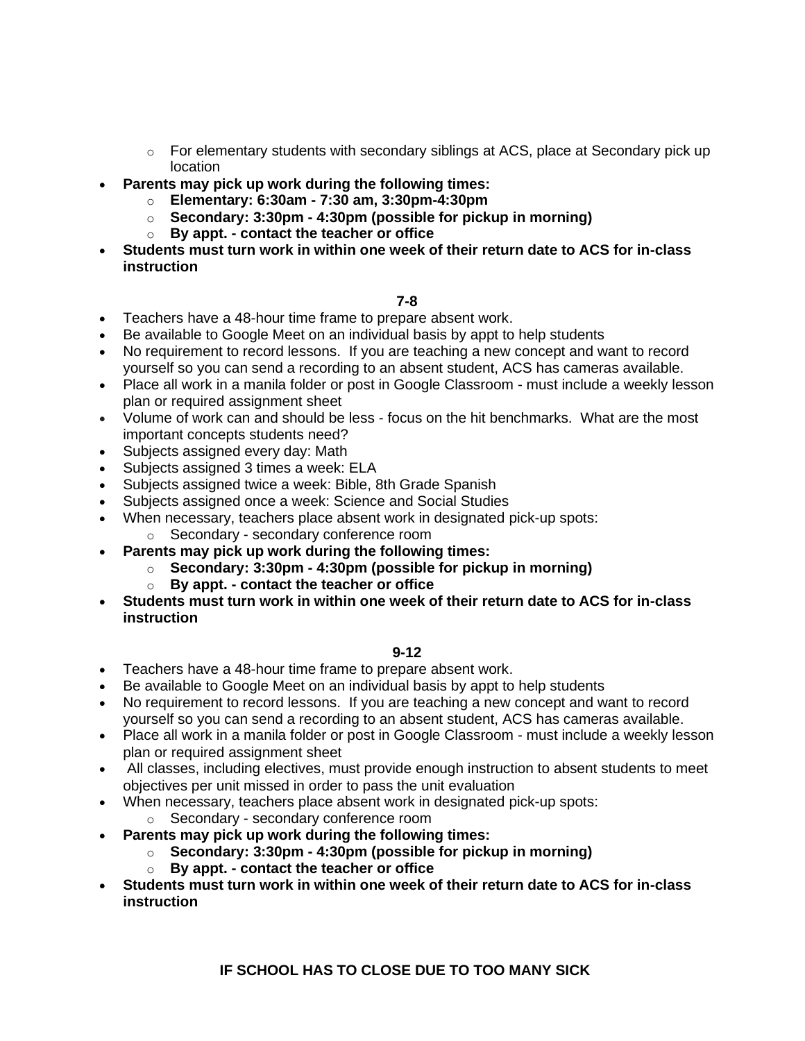- For elementary students with secondary siblings at ACS, place at Secondary pick up location
- **Parents may pick up work during the following times:**
    - **Elementary: 6:30am - 7:30 am, 3:30pm-4:30pm**
    - **Secondary: 3:30pm - 4:30pm (possible for pickup in morning)**
    - **By appt. - contact the teacher or office**
- **Students must turn work in within one week of their return date to ACS for in-class instruction**

### 7-8

- Teachers have a 48-hour time frame to prepare absent work.
- Be available to Google Meet on an individual basis by appt to help students
- No requirement to record lessons. If you are teaching a new concept and want to record yourself so you can send a recording to an absent student, ACS has cameras available.
- Place all work in a manila folder or post in Google Classroom - must include a weekly lesson plan or required assignment sheet
- Volume of work can and should be less - focus on the hit benchmarks. What are the most important concepts students need?
- Subjects assigned every day: Math
- Subjects assigned 3 times a week: ELA
- Subjects assigned twice a week: Bible, 8th Grade Spanish
- Subjects assigned once a week: Science and Social Studies
- When necessary, teachers place absent work in designated pick-up spots:
    - Secondary - secondary conference room
- **Parents may pick up work during the following times:**
    - **Secondary: 3:30pm - 4:30pm (possible for pickup in morning)**
    - **By appt. - contact the teacher or office**
- **Students must turn work in within one week of their return date to ACS for in-class instruction**

### 9-12

- Teachers have a 48-hour time frame to prepare absent work.
- Be available to Google Meet on an individual basis by appt to help students
- No requirement to record lessons. If you are teaching a new concept and want to record yourself so you can send a recording to an absent student, ACS has cameras available.
- Place all work in a manila folder or post in Google Classroom - must include a weekly lesson plan or required assignment sheet
- All classes, including electives, must provide enough instruction to absent students to meet objectives per unit missed in order to pass the unit evaluation
- When necessary, teachers place absent work in designated pick-up spots:
    - Secondary - secondary conference room
- **Parents may pick up work during the following times:**
    - **Secondary: 3:30pm - 4:30pm (possible for pickup in morning)**
    - **By appt. - contact the teacher or office**
- **Students must turn work in within one week of their return date to ACS for in-class instruction**

## IF SCHOOL HAS TO CLOSE DUE TO TOO MANY SICK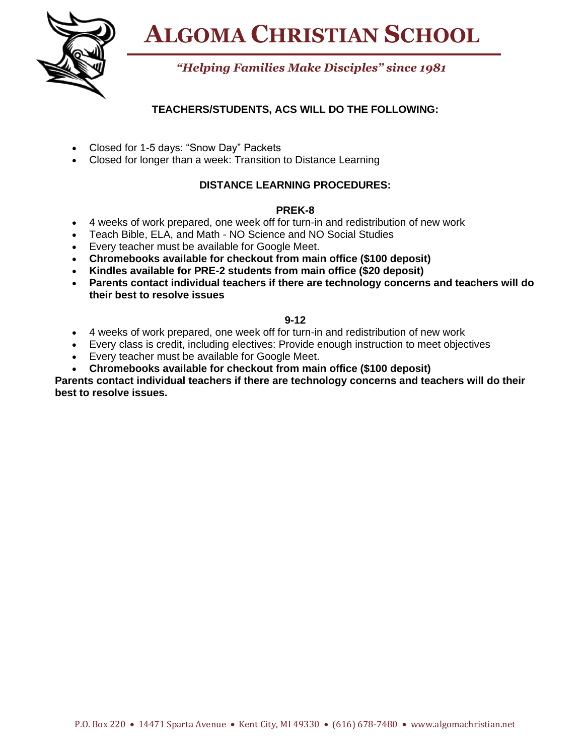# ALGOMA CHRISTIAN SCHOOL

*"Helping Families Make Disciples" since 1981*

**TEACHERS/STUDENTS, ACS WILL DO THE FOLLOWING:**

- Closed for 1-5 days: "Snow Day" Packets
- Closed for longer than a week: Transition to Distance Learning

**DISTANCE LEARNING PROCEDURES:**

**PREK-8**

- 4 weeks of work prepared, one week off for turn-in and redistribution of new work
- Teach Bible, ELA, and Math - NO Science and NO Social Studies
- Every teacher must be available for Google Meet.
- **Chromebooks available for checkout from main office ($100 deposit)**
- **Kindles available for PRE-2 students from main office ($20 deposit)**
- **Parents contact individual teachers if there are technology concerns and teachers will do their best to resolve issues**

**9-12**

- 4 weeks of work prepared, one week off for turn-in and redistribution of new work
- Every class is credit, including electives: Provide enough instruction to meet objectives
- Every teacher must be available for Google Meet.
- **Chromebooks available for checkout from main office ($100 deposit)**

**Parents contact individual teachers if there are technology concerns and teachers will do their best to resolve issues.**